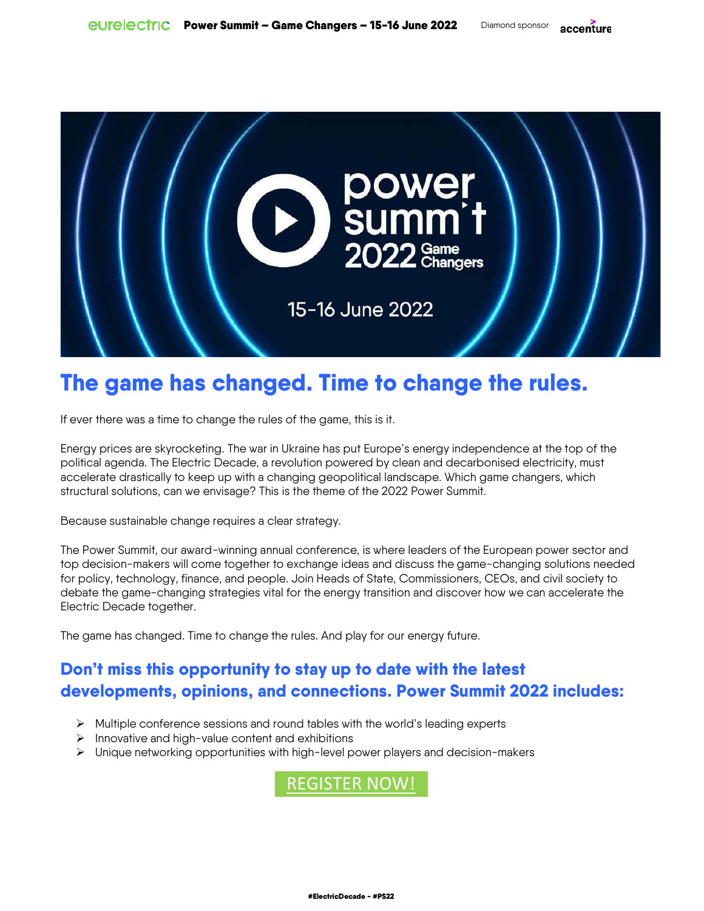# The game has changed. Time to change the rules.

If ever there was a time to change the rules of the game, this is it.

Energy prices are skyrocketing. The war in Ukraine has put Europe's energy independence at the top of the political agenda. The Electric Decade, a revolution powered by clean and decarbonised electricity, must accelerate drastically to keep up with a changing geopolitical landscape. Which game changers, which structural solutions, can we envisage? This is the theme of the 2022 Power Summit.

Because sustainable change requires a clear strategy.

The Power Summit, our award-winning annual conference, is where leaders of the European power sector and top decision-makers will come together to exchange ideas and discuss the game-changing solutions needed for policy, technology, finance, and people. Join Heads of State, Commissioners, CEOs, and civil society to debate the game-changing strategies vital for the energy transition and discover how we can accelerate the Electric Decade together.

The game has changed. Time to change the rules. And play for our energy future.

## Don't miss this opportunity to stay up to date with the latest developments, opinions, and connections. Power Summit 2022 includes:

- Multiple conference sessions and round tables with the world's leading experts
- Innovative and high-value content and exhibitions
- Unique networking opportunities with high-level power players and decision-makers

REGISTER NOW!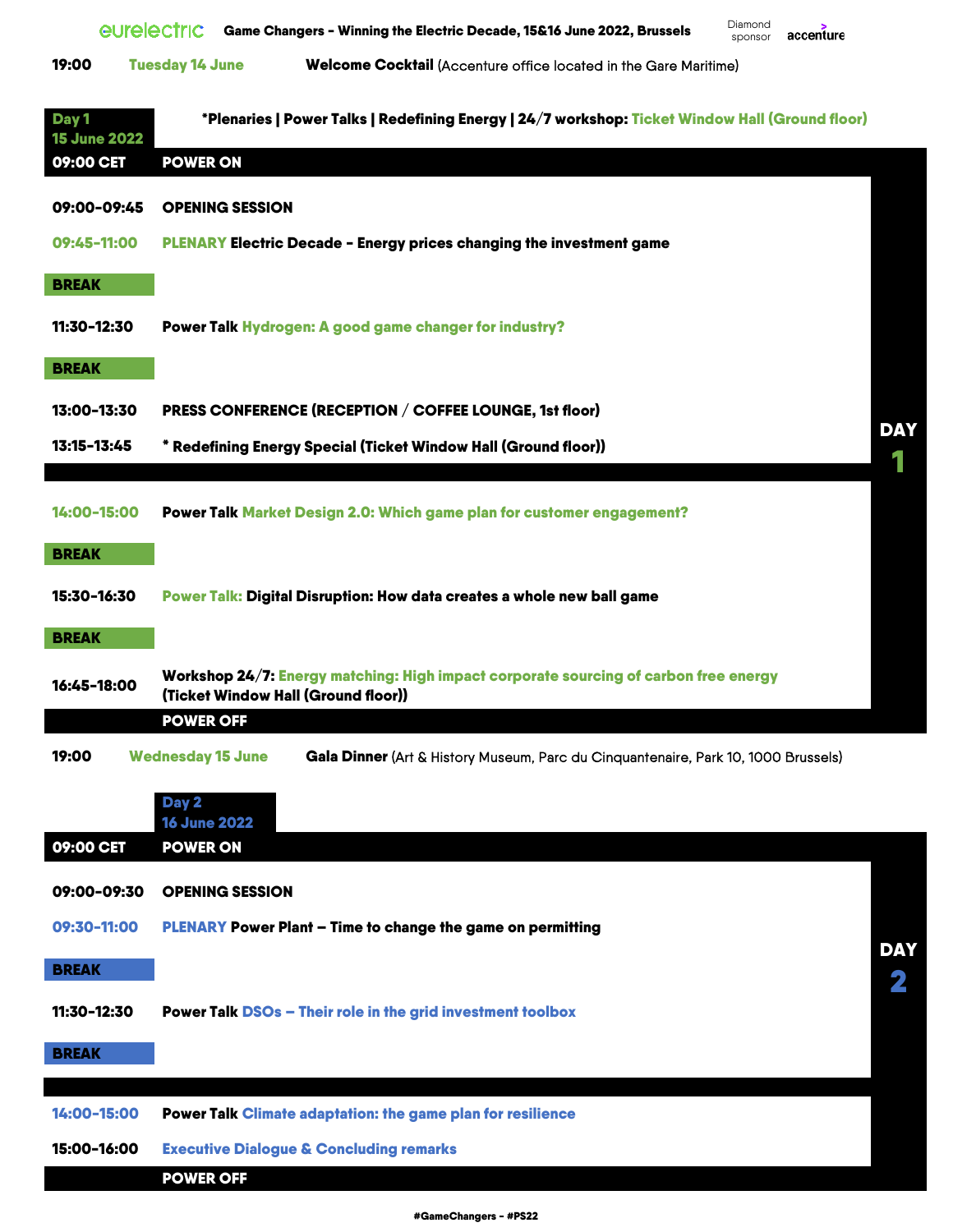**eurelectric** — **Game Changers - Winning the Electric Decade, 15&16 June 2022, Brussels** — Diamond sponsor: accenture

**19:00** — **Tuesday 14 June** — **Welcome Cocktail** (Accenture office located in the Gare Maritime)

## Day 1 — 15 June 2022

*Plenaries | Power Talks | Redefining Energy | 24/7 workshop: Ticket Window Hall (Ground floor)

**09:00 CET** — **POWER ON**

| Time | Session |
|---|---|
| 09:00-09:45 | **OPENING SESSION** |
| 09:45-11:00 | **PLENARY Electric Decade - Energy prices changing the investment game** |
| **BREAK** | |
| 11:30-12:30 | **Power Talk Hydrogen: A good game changer for industry?** |
| **BREAK** | |
| 13:00-13:30 | **PRESS CONFERENCE (RECEPTION / COFFEE LOUNGE, 1st floor)** |
| 13:15-13:45 | *** Redefining Energy Special (Ticket Window Hall (Ground floor))** |
| 14:00-15:00 | **Power Talk Market Design 2.0: Which game plan for customer engagement?** |
| **BREAK** | |
| 15:30-16:30 | **Power Talk: Digital Disruption: How data creates a whole new ball game** |
| **BREAK** | |
| 16:45-18:00 | **Workshop 24/7: Energy matching: High impact corporate sourcing of carbon free energy (Ticket Window Hall (Ground floor))** |

**POWER OFF**

**19:00** — **Wednesday 15 June** — **Gala Dinner** (Art & History Museum, Parc du Cinquantenaire, Park 10, 1000 Brussels)

## Day 2 — 16 June 2022

**09:00 CET** — **POWER ON**

| Time | Session |
|---|---|
| 09:00-09:30 | **OPENING SESSION** |
| 09:30-11:00 | **PLENARY Power Plant – Time to change the game on permitting** |
| **BREAK** | |
| 11:30-12:30 | **Power Talk DSOs – Their role in the grid investment toolbox** |
| **BREAK** | |
| 14:00-15:00 | **Power Talk Climate adaptation: the game plan for resilience** |
| 15:00-16:00 | **Executive Dialogue & Concluding remarks** |

**POWER OFF**

#GameChangers - #PS22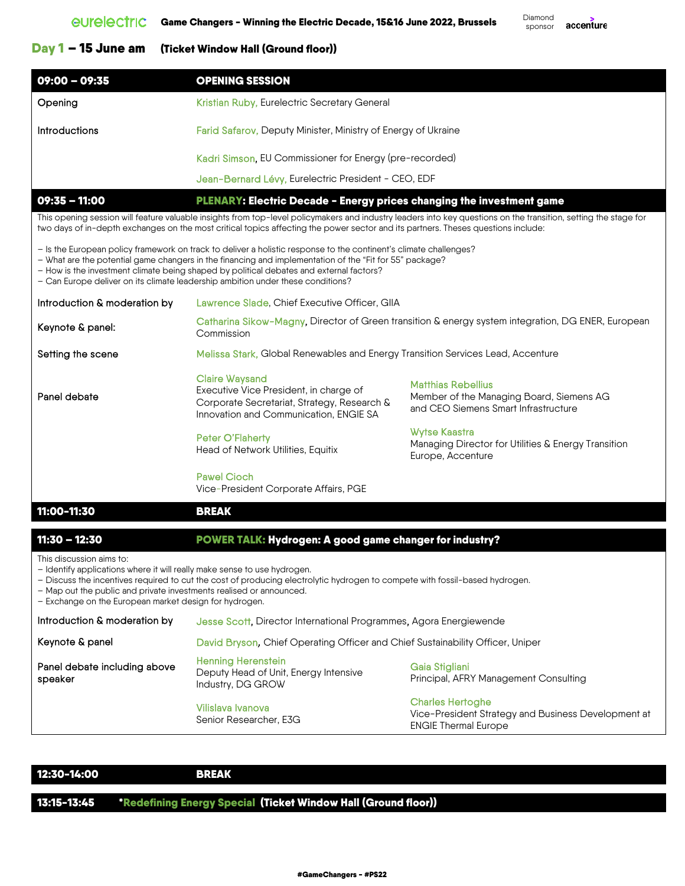**eurelectric** Game Changers - Winning the Electric Decade, 15&16 June 2022, Brussels — Diamond sponsor: accenture

## Day 1 – 15 June am (Ticket Window Hall (Ground floor))

### 09:00 – 09:35 OPENING SESSION

| | |
|---|---|
| Opening | Kristian Ruby, Eurelectric Secretary General |
| Introductions | Farid Safarov, Deputy Minister, Ministry of Energy of Ukraine |
| | Kadri Simson, EU Commissioner for Energy (pre-recorded) |
| | Jean-Bernard Lévy, Eurelectric President - CEO, EDF |

### 09:35 – 11:00 PLENARY: Electric Decade - Energy prices changing the investment game

This opening session will feature valuable insights from top-level policymakers and industry leaders into key questions on the transition, setting the stage for two days of in-depth exchanges on the most critical topics affecting the power sector and its partners. Theses questions include:

- Is the European policy framework on track to deliver a holistic response to the continent's climate challenges?
- What are the potential game changers in the financing and implementation of the "Fit for 55" package?
- How is the investment climate being shaped by political debates and external factors?
- Can Europe deliver on its climate leadership ambition under these conditions?

| | | |
|---|---|---|
| Introduction & moderation by | Lawrence Slade, Chief Executive Officer, GIIA | |
| Keynote & panel: | Catharina Sikow-Magny, Director of Green transition & energy system integration, DG ENER, European Commission | |
| Setting the scene | Melissa Stark, Global Renewables and Energy Transition Services Lead, Accenture | |
| Panel debate | Claire Waysand<br>Executive Vice President, in charge of Corporate Secretariat, Strategy, Research & Innovation and Communication, ENGIE SA | Matthias Rebellius<br>Member of the Managing Board, Siemens AG and CEO Siemens Smart Infrastructure |
| | Peter O'Flaherty<br>Head of Network Utilities, Equitix | Wytse Kaastra<br>Managing Director for Utilities & Energy Transition Europe, Accenture |
| | Pawel Cioch<br>Vice-President Corporate Affairs, PGE | |

### 11:00-11:30 BREAK

### 11:30 – 12:30 POWER TALK: Hydrogen: A good game changer for industry?

This discussion aims to:
- Identify applications where it will really make sense to use hydrogen.
- Discuss the incentives required to cut the cost of producing electrolytic hydrogen to compete with fossil-based hydrogen.
- Map out the public and private investments realised or announced.
- Exchange on the European market design for hydrogen.

| | | |
|---|---|---|
| Introduction & moderation by | Jesse Scott, Director International Programmes, Agora Energiewende | |
| Keynote & panel | David Bryson, Chief Operating Officer and Chief Sustainability Officer, Uniper | |
| Panel debate including above speaker | Henning Herenstein<br>Deputy Head of Unit, Energy Intensive Industry, DG GROW | Gaia Stigliani<br>Principal, AFRY Management Consulting |
| | Vilislava Ivanova<br>Senior Researcher, E3G | Charles Hertoghe<br>Vice-President Strategy and Business Development at ENGIE Thermal Europe |

### 12:30-14:00 BREAK

### 13:15-13:45 *Redefining Energy Special (Ticket Window Hall (Ground floor))

#GameChangers - #PS22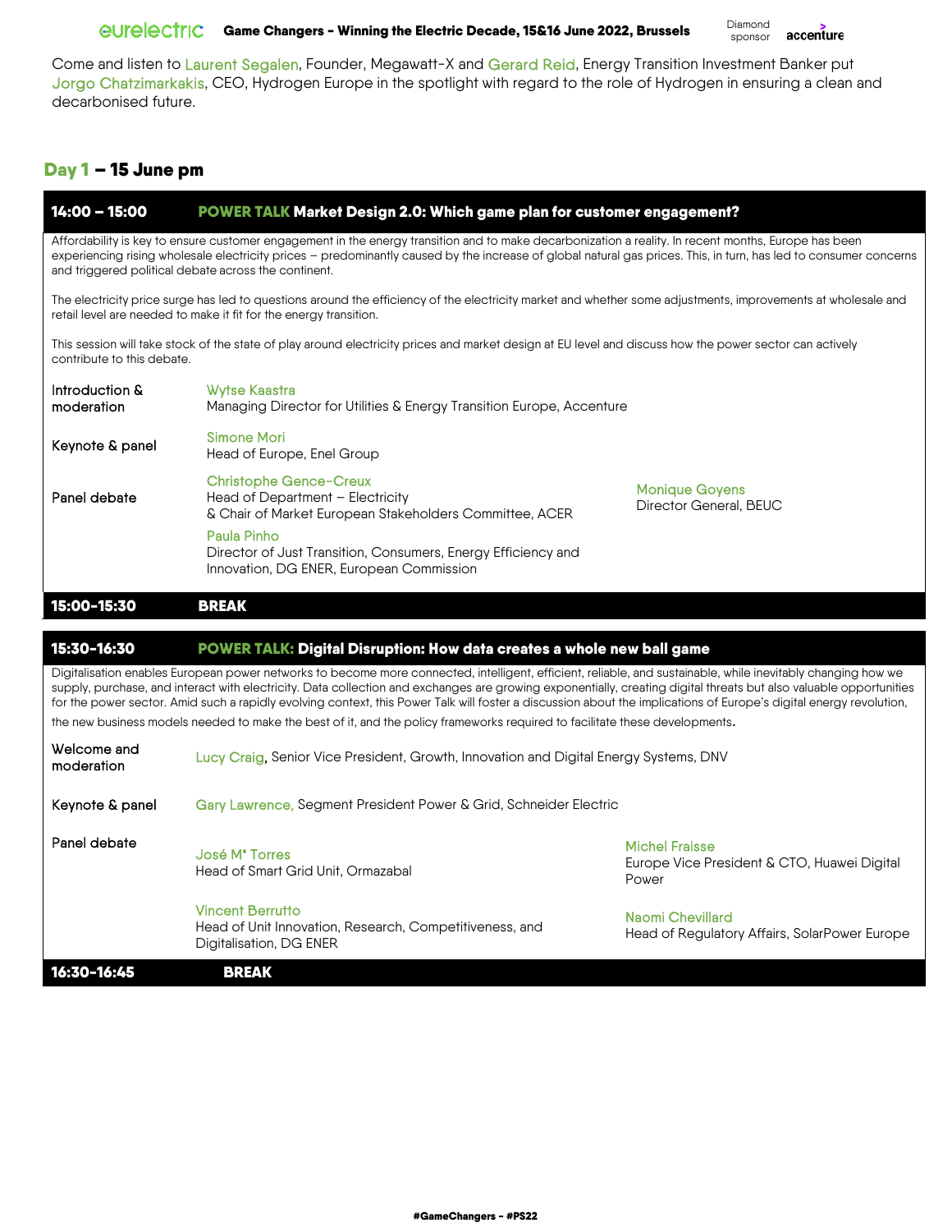Come and listen to Laurent Segalen, Founder, Megawatt-X and Gerard Reid, Energy Transition Investment Banker put Jorgo Chatzimarkakis, CEO, Hydrogen Europe in the spotlight with regard to the role of Hydrogen in ensuring a clean and decarbonised future.

## Day 1 – 15 June pm

### 14:00 – 15:00 POWER TALK Market Design 2.0: Which game plan for customer engagement?

Affordability is key to ensure customer engagement in the energy transition and to make decarbonization a reality. In recent months, Europe has been experiencing rising wholesale electricity prices – predominantly caused by the increase of global natural gas prices. This, in turn, has led to consumer concerns and triggered political debate across the continent.

The electricity price surge has led to questions around the efficiency of the electricity market and whether some adjustments, improvements at wholesale and retail level are needed to make it fit for the energy transition.

This session will take stock of the state of play around electricity prices and market design at EU level and discuss how the power sector can actively contribute to this debate.

**Introduction & moderation**
Wytse Kaastra
Managing Director for Utilities & Energy Transition Europe, Accenture

**Keynote & panel**
Simone Mori
Head of Europe, Enel Group

**Panel debate**
Christophe Gence-Creux
Head of Department – Electricity
& Chair of Market European Stakeholders Committee, ACER

Paula Pinho
Director of Just Transition, Consumers, Energy Efficiency and Innovation, DG ENER, European Commission

Monique Goyens
Director General, BEUC

### 15:00-15:30 BREAK

### 15:30-16:30 POWER TALK: Digital Disruption: How data creates a whole new ball game

Digitalisation enables European power networks to become more connected, intelligent, efficient, reliable, and sustainable, while inevitably changing how we supply, purchase, and interact with electricity. Data collection and exchanges are growing exponentially, creating digital threats but also valuable opportunities for the power sector. Amid such a rapidly evolving context, this Power Talk will foster a discussion about the implications of Europe's digital energy revolution, the new business models needed to make the best of it, and the policy frameworks required to facilitate these developments.

**Welcome and moderation**
Lucy Craig, Senior Vice President, Growth, Innovation and Digital Energy Systems, DNV

**Keynote & panel**
Gary Lawrence, Segment President Power & Grid, Schneider Electric

**Panel debate**
José Mª Torres
Head of Smart Grid Unit, Ormazabal

Vincent Berrutto
Head of Unit Innovation, Research, Competitiveness, and Digitalisation, DG ENER

Michel Fraisse
Europe Vice President & CTO, Huawei Digital Power

Naomi Chevillard
Head of Regulatory Affairs, SolarPower Europe

### 16:30-16:45 BREAK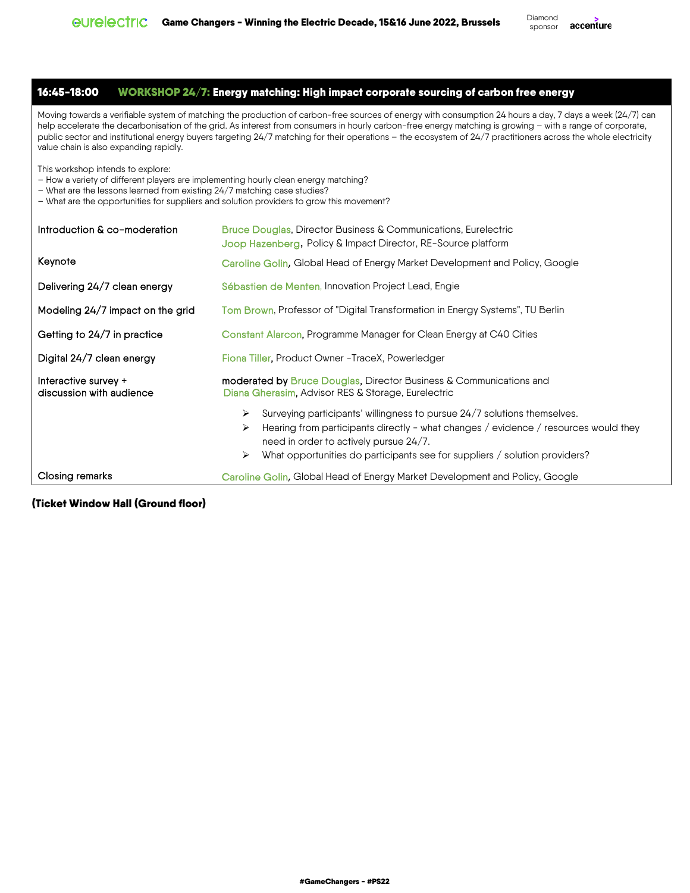## 16:45-18:00 WORKSHOP 24/7: Energy matching: High impact corporate sourcing of carbon free energy

Moving towards a verifiable system of matching the production of carbon-free sources of energy with consumption 24 hours a day, 7 days a week (24/7) can help accelerate the decarbonisation of the grid. As interest from consumers in hourly carbon-free energy matching is growing – with a range of corporate, public sector and institutional energy buyers targeting 24/7 matching for their operations – the ecosystem of 24/7 practitioners across the whole electricity value chain is also expanding rapidly.

This workshop intends to explore:

- How a variety of different players are implementing hourly clean energy matching?
- What are the lessons learned from existing 24/7 matching case studies?
- What are the opportunities for suppliers and solution providers to grow this movement?

| | |
|---|---|
| Introduction & co-moderation | Bruce Douglas, Director Business & Communications, Eurelectric<br>Joop Hazenberg, Policy & Impact Director, RE-Source platform |
| Keynote | Caroline Golin, Global Head of Energy Market Development and Policy, Google |
| Delivering 24/7 clean energy | Sébastien de Menten, Innovation Project Lead, Engie |
| Modeling 24/7 impact on the grid | Tom Brown, Professor of "Digital Transformation in Energy Systems", TU Berlin |
| Getting to 24/7 in practice | Constant Alarcon, Programme Manager for Clean Energy at C40 Cities |
| Digital 24/7 clean energy | Fiona Tiller, Product Owner -TraceX, Powerledger |
| Interactive survey + discussion with audience | moderated by Bruce Douglas, Director Business & Communications and Diana Gherasim, Advisor RES & Storage, Eurelectric<br>➢ Surveying participants' willingness to pursue 24/7 solutions themselves.<br>➢ Hearing from participants directly - what changes / evidence / resources would they need in order to actively pursue 24/7.<br>➢ What opportunities do participants see for suppliers / solution providers? |
| Closing remarks | Caroline Golin, Global Head of Energy Market Development and Policy, Google |

**(Ticket Window Hall (Ground floor)**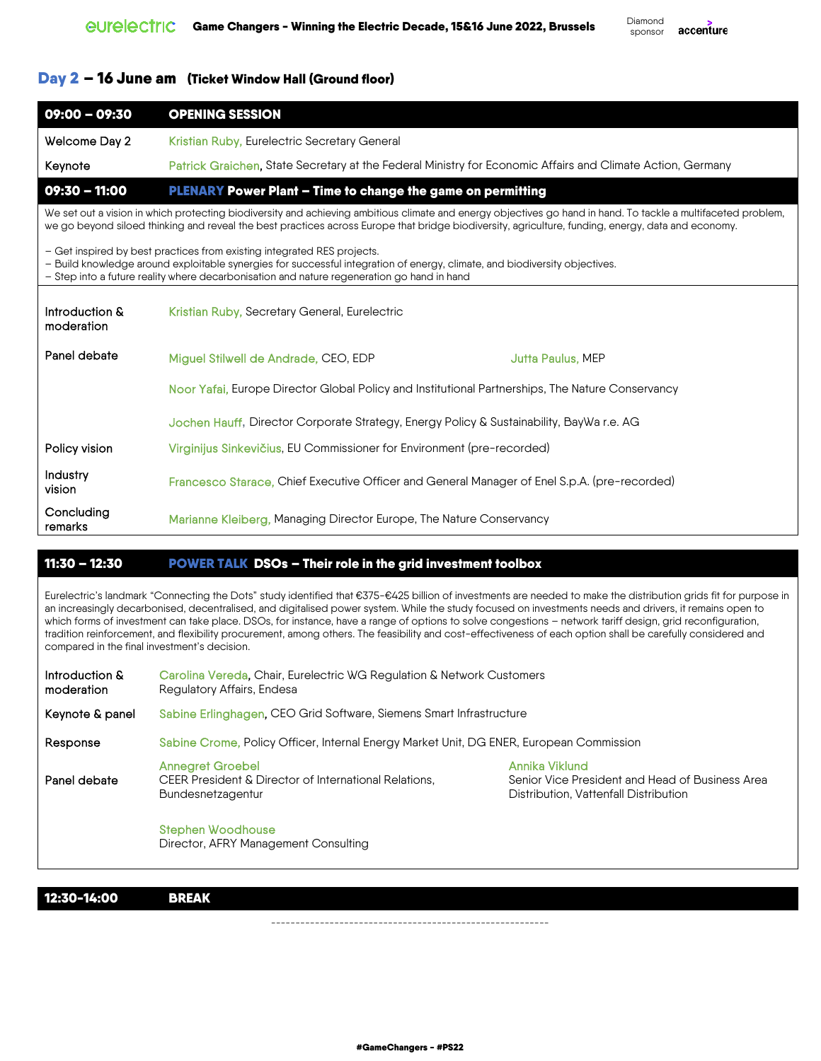## Day 2 – 16 June am (Ticket Window Hall (Ground floor))

| **09:00 – 09:30** | **OPENING SESSION** |
|---|---|
| Welcome Day 2 | Kristian Ruby, Eurelectric Secretary General |
| Keynote | Patrick Graichen, State Secretary at the Federal Ministry for Economic Affairs and Climate Action, Germany |

| **09:30 – 11:00** | **PLENARY Power Plant – Time to change the game on permitting** |
|---|---|

We set out a vision in which protecting biodiversity and achieving ambitious climate and energy objectives go hand in hand. To tackle a multifaceted problem, we go beyond siloed thinking and reveal the best practices across Europe that bridge biodiversity, agriculture, funding, energy, data and economy.

- Get inspired by best practices from existing integrated RES projects.
- Build knowledge around exploitable synergies for successful integration of energy, climate, and biodiversity objectives.
- Step into a future reality where decarbonisation and nature regeneration go hand in hand

| | |
|---|---|
| Introduction & moderation | Kristian Ruby, Secretary General, Eurelectric |
| Panel debate | Miguel Stilwell de Andrade, CEO, EDP<br>Jutta Paulus, MEP<br>Noor Yafai, Europe Director Global Policy and Institutional Partnerships, The Nature Conservancy<br>Jochen Hauff, Director Corporate Strategy, Energy Policy & Sustainability, BayWa r.e. AG |
| Policy vision | Virginijus Sinkevičius, EU Commissioner for Environment (pre-recorded) |
| Industry vision | Francesco Starace, Chief Executive Officer and General Manager of Enel S.p.A. (pre-recorded) |
| Concluding remarks | Marianne Kleiberg, Managing Director Europe, The Nature Conservancy |

| **11:30 – 12:30** | **POWER TALK DSOs – Their role in the grid investment toolbox** |
|---|---|

Eurelectric's landmark "Connecting the Dots" study identified that €375-€425 billion of investments are needed to make the distribution grids fit for purpose in an increasingly decarbonised, decentralised, and digitalised power system. While the study focused on investments needs and drivers, it remains open to which forms of investment can take place. DSOs, for instance, have a range of options to solve congestions – network tariff design, grid reconfiguration, tradition reinforcement, and flexibility procurement, among others. The feasibility and cost-effectiveness of each option shall be carefully considered and compared in the final investment's decision.

| | |
|---|---|
| Introduction & moderation | Carolina Vereda, Chair, Eurelectric WG Regulation & Network Customers<br>Regulatory Affairs, Endesa |
| Keynote & panel | Sabine Erlinghagen, CEO Grid Software, Siemens Smart Infrastructure |
| Response | Sabine Crome, Policy Officer, Internal Energy Market Unit, DG ENER, European Commission |
| Panel debate | Annegret Groebel<br>CEER President & Director of International Relations, Bundesnetzagentur<br><br>Annika Viklund<br>Senior Vice President and Head of Business Area Distribution, Vattenfall Distribution<br><br>Stephen Woodhouse<br>Director, AFRY Management Consulting |

| **12:30-14:00** | **BREAK** |
|---|---|

---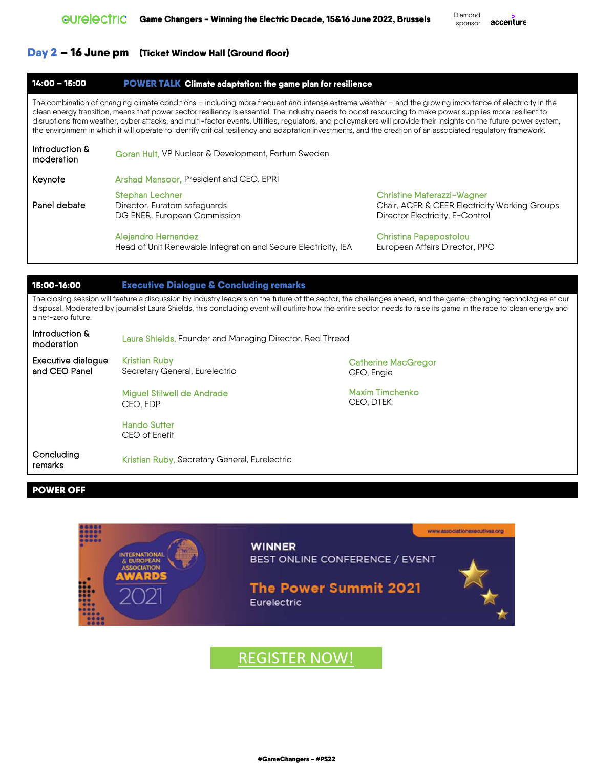## Day 2 – 16 June pm (Ticket Window Hall (Ground floor))

### 14:00 – 15:00 POWER TALK Climate adaptation: the game plan for resilience

The combination of changing climate conditions – including more frequent and intense extreme weather – and the growing importance of electricity in the clean energy transition, means that power sector resiliency is essential. The industry needs to boost resourcing to make power supplies more resilient to disruptions from weather, cyber attacks, and multi-factor events. Utilities, regulators, and policymakers will provide their insights on the future power system, the environment in which it will operate to identify critical resiliency and adaptation investments, and the creation of an associated regulatory framework.

**Introduction & moderation**
Goran Hult, VP Nuclear & Development, Fortum Sweden

**Keynote**
Arshad Mansoor, President and CEO, EPRI

**Panel debate**
- Stephan Lechner
  Director, Euratom safeguards
  DG ENER, European Commission
- Christine Materazzi-Wagner
  Chair, ACER & CEER Electricity Working Groups
  Director Electricity, E-Control
- Alejandro Hernandez
  Head of Unit Renewable Integration and Secure Electricity, IEA
- Christina Papapostolou
  European Affairs Director, PPC

### 15:00-16:00 Executive Dialogue & Concluding remarks

The closing session will feature a discussion by industry leaders on the future of the sector, the challenges ahead, and the game-changing technologies at our disposal. Moderated by journalist Laura Shields, this concluding event will outline how the entire sector needs to raise its game in the race to clean energy and a net-zero future.

**Introduction & moderation**
Laura Shields, Founder and Managing Director, Red Thread

**Executive dialogue and CEO Panel**
- Kristian Ruby
  Secretary General, Eurelectric
- Catherine MacGregor
  CEO, Engie
- Miguel Stilwell de Andrade
  CEO, EDP
- Maxim Timchenko
  CEO, DTEK
- Hando Sutter
  CEO of Enefit

**Concluding remarks**
Kristian Ruby, Secretary General, Eurelectric

### POWER OFF

WINNER
BEST ONLINE CONFERENCE / EVENT
The Power Summit 2021
Eurelectric

INTERNATIONAL & EUROPEAN ASSOCIATION AWARDS 2021

www.associationexecutives.org

REGISTER NOW!

#GameChangers - #PS22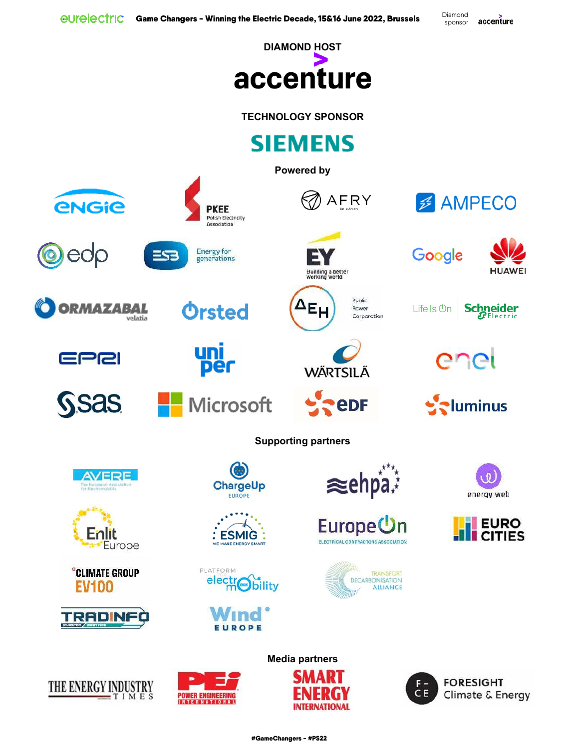## DIAMOND HOST

accenture

## TECHNOLOGY SPONSOR

SIEMENS

## Powered by

ENGIE

PKEE Polish Electricity Association

AFRY

AMPECO

edp

ESB Energy for generations

EY Building a better working world

Google

HUAWEI

ORMAZABAL velatia

Ørsted

ΔEH Public Power Corporation

Life Is On Schneider Electric

EPRI

uniper

WÄRTSILÄ

enel

sas

Microsoft

EDF

luminus

## Supporting partners

AVERE The European Association for Electromobility

ChargeUp EUROPE

ehpa

energy web

Enlit Europe

ESMIG WE MAKE ENERGY SMART

EuropeOn ELECTRICAL CONTRACTORS ASSOCIATION

EUROCITIES

CLIMATE GROUP EV100

PLATFORM FOR electromobility

TRANSPORT DECARBONISATION ALLIANCE

TRADINFO

Wind EUROPE

## Media partners

THE ENERGY INDUSTRY TIMES

PEi POWER ENGINEERING INTERNATIONAL

SMART ENERGY INTERNATIONAL

FORESIGHT Climate & Energy

#GameChangers - #PS22